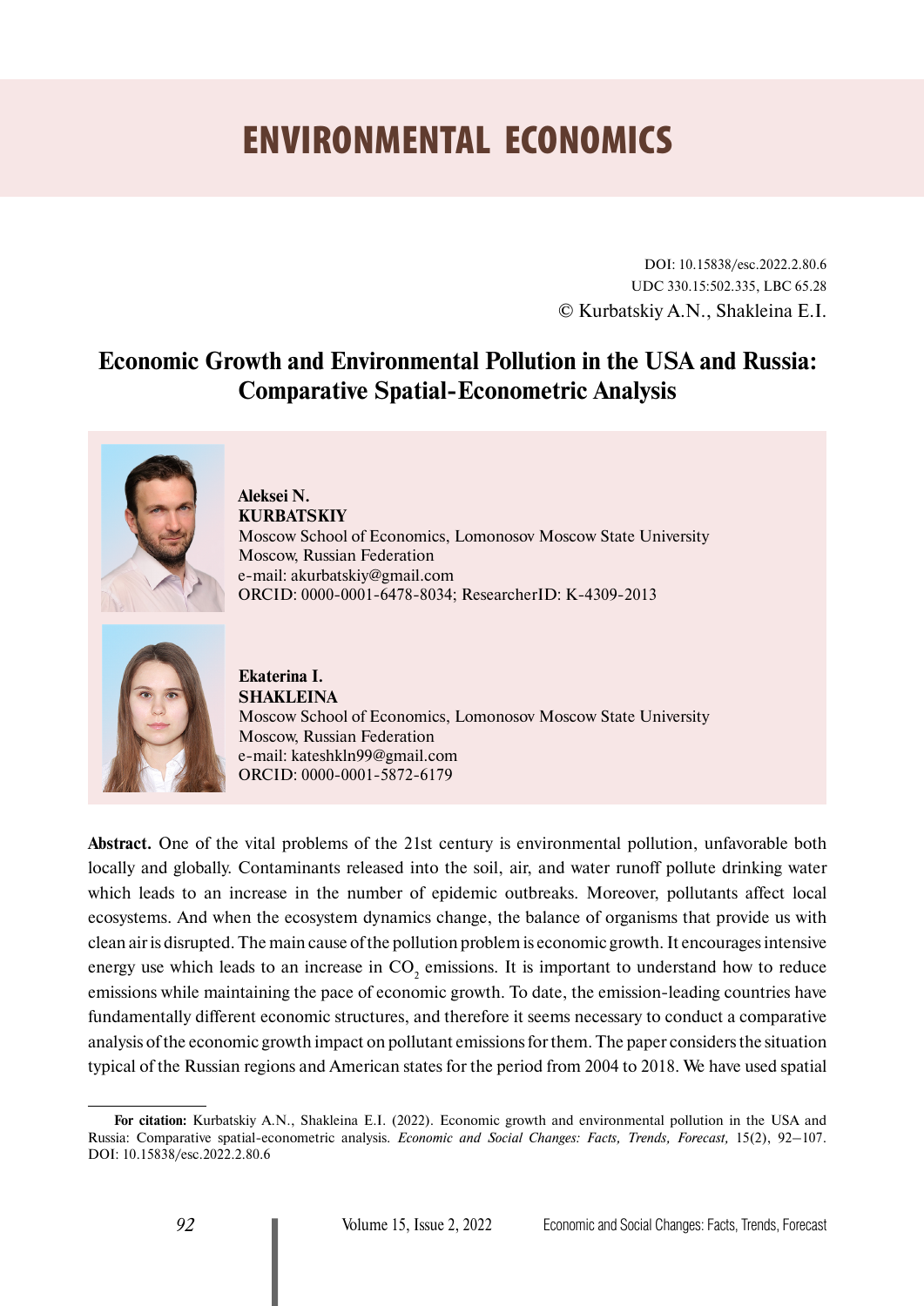# ENVIRONMENTAL ECONOMICS

DOI: 10.15838/esc.2022.2.80.6
UDC 330.15:502.335, LBC 65.28
© Kurbatskiy A.N., Shakleina E.I.

## Economic Growth and Environmental Pollution in the USA and Russia: Comparative Spatial-Econometric Analysis

**Aleksei N. KURBATSKIY**
Moscow School of Economics, Lomonosov Moscow State University
Moscow, Russian Federation
e-mail: akurbatskiy@gmail.com
ORCID: 0000-0001-6478-8034; ResearcherID: K-4309-2013

**Ekaterina I. SHAKLEINA**
Moscow School of Economics, Lomonosov Moscow State University
Moscow, Russian Federation
e-mail: kateshkln99@gmail.com
ORCID: 0000-0001-5872-6179

**Abstract.** One of the vital problems of the 21st century is environmental pollution, unfavorable both locally and globally. Contaminants released into the soil, air, and water runoff pollute drinking water which leads to an increase in the number of epidemic outbreaks. Moreover, pollutants affect local ecosystems. And when the ecosystem dynamics change, the balance of organisms that provide us with clean air is disrupted. The main cause of the pollution problem is economic growth. It encourages intensive energy use which leads to an increase in $CO_2$ emissions. It is important to understand how to reduce emissions while maintaining the pace of economic growth. To date, the emission-leading countries have fundamentally different economic structures, and therefore it seems necessary to conduct a comparative analysis of the economic growth impact on pollutant emissions for them. The paper considers the situation typical of the Russian regions and American states for the period from 2004 to 2018. We have used spatial

---

**For citation:** Kurbatskiy A.N., Shakleina E.I. (2022). Economic growth and environmental pollution in the USA and Russia: Comparative spatial-econometric analysis. *Economic and Social Changes: Facts, Trends, Forecast,* 15(2), 92–107. DOI: 10.15838/esc.2022.2.80.6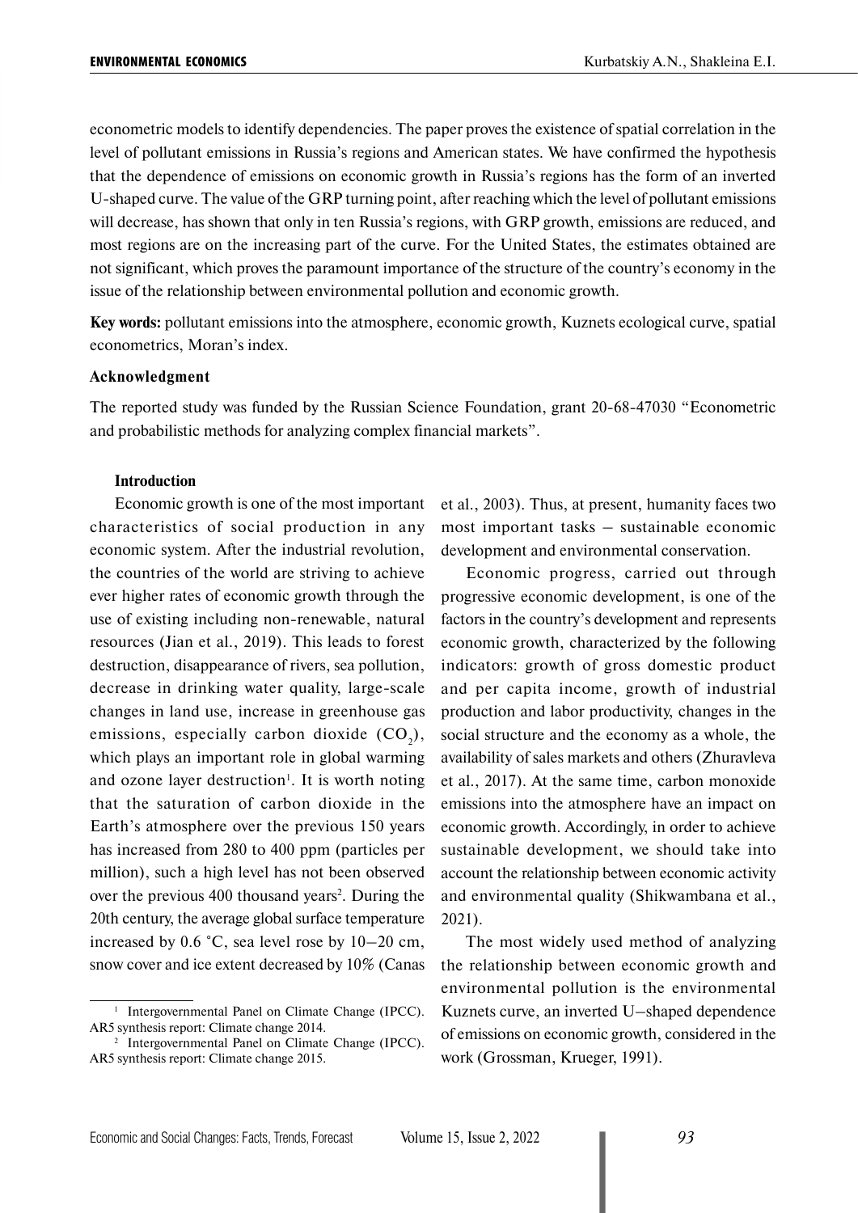econometric models to identify dependencies. The paper proves the existence of spatial correlation in the level of pollutant emissions in Russia's regions and American states. We have confirmed the hypothesis that the dependence of emissions on economic growth in Russia's regions has the form of an inverted U-shaped curve. The value of the GRP turning point, after reaching which the level of pollutant emissions will decrease, has shown that only in ten Russia's regions, with GRP growth, emissions are reduced, and most regions are on the increasing part of the curve. For the United States, the estimates obtained are not significant, which proves the paramount importance of the structure of the country's economy in the issue of the relationship between environmental pollution and economic growth.

**Key words:** pollutant emissions into the atmosphere, economic growth, Kuznets ecological curve, spatial econometrics, Moran's index.

**Acknowledgment**

The reported study was funded by the Russian Science Foundation, grant 20-68-47030 "Econometric and probabilistic methods for analyzing complex financial markets".

## Introduction

Economic growth is one of the most important characteristics of social production in any economic system. After the industrial revolution, the countries of the world are striving to achieve ever higher rates of economic growth through the use of existing including non-renewable, natural resources (Jian et al., 2019). This leads to forest destruction, disappearance of rivers, sea pollution, decrease in drinking water quality, large-scale changes in land use, increase in greenhouse gas emissions, especially carbon dioxide ($CO_2$), which plays an important role in global warming and ozone layer destruction[1]. It is worth noting that the saturation of carbon dioxide in the Earth's atmosphere over the previous 150 years has increased from 280 to 400 ppm (particles per million), such a high level has not been observed over the previous 400 thousand years[2]. During the 20th century, the average global surface temperature increased by 0.6 °C, sea level rose by 10–20 cm, snow cover and ice extent decreased by 10% (Canas et al., 2003). Thus, at present, humanity faces two most important tasks – sustainable economic development and environmental conservation.

Economic progress, carried out through progressive economic development, is one of the factors in the country's development and represents economic growth, characterized by the following indicators: growth of gross domestic product and per capita income, growth of industrial production and labor productivity, changes in the social structure and the economy as a whole, the availability of sales markets and others (Zhuravleva et al., 2017). At the same time, carbon monoxide emissions into the atmosphere have an impact on economic growth. Accordingly, in order to achieve sustainable development, we should take into account the relationship between economic activity and environmental quality (Shikwambana et al., 2021).

The most widely used method of analyzing the relationship between economic growth and environmental pollution is the environmental Kuznets curve, an inverted U–shaped dependence of emissions on economic growth, considered in the work (Grossman, Krueger, 1991).

[1] Intergovernmental Panel on Climate Change (IPCC). AR5 synthesis report: Climate change 2014.

[2] Intergovernmental Panel on Climate Change (IPCC). AR5 synthesis report: Climate change 2015.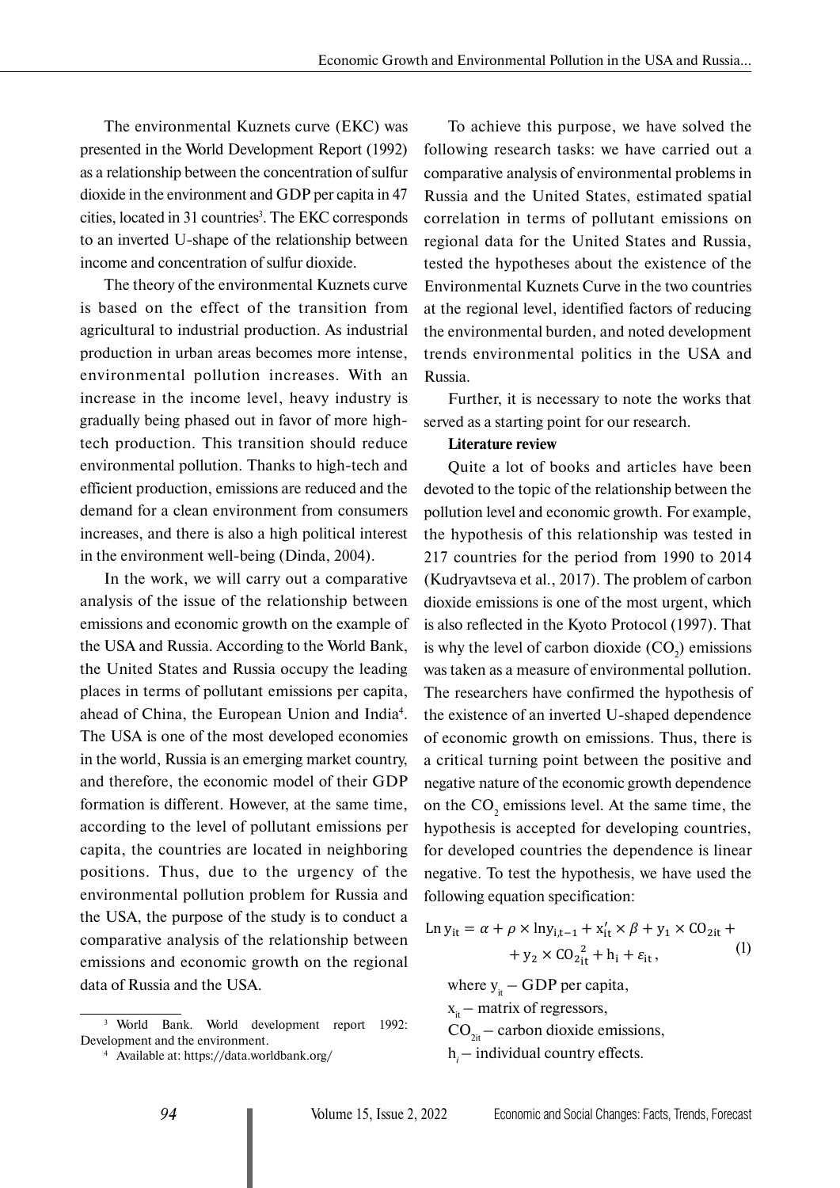The environmental Kuznets curve (EKC) was presented in the World Development Report (1992) as a relationship between the concentration of sulfur dioxide in the environment and GDP per capita in 47 cities, located in 31 countries[3]. The EKC corresponds to an inverted U-shape of the relationship between income and concentration of sulfur dioxide.

The theory of the environmental Kuznets curve is based on the effect of the transition from agricultural to industrial production. As industrial production in urban areas becomes more intense, environmental pollution increases. With an increase in the income level, heavy industry is gradually being phased out in favor of more high-tech production. This transition should reduce environmental pollution. Thanks to high-tech and efficient production, emissions are reduced and the demand for a clean environment from consumers increases, and there is also a high political interest in the environment well-being (Dinda, 2004).

In the work, we will carry out a comparative analysis of the issue of the relationship between emissions and economic growth on the example of the USA and Russia. According to the World Bank, the United States and Russia occupy the leading places in terms of pollutant emissions per capita, ahead of China, the European Union and India[4]. The USA is one of the most developed economies in the world, Russia is an emerging market country, and therefore, the economic model of their GDP formation is different. However, at the same time, according to the level of pollutant emissions per capita, the countries are located in neighboring positions. Thus, due to the urgency of the environmental pollution problem for Russia and the USA, the purpose of the study is to conduct a comparative analysis of the relationship between emissions and economic growth on the regional data of Russia and the USA.

To achieve this purpose, we have solved the following research tasks: we have carried out a comparative analysis of environmental problems in Russia and the United States, estimated spatial correlation in terms of pollutant emissions on regional data for the United States and Russia, tested the hypotheses about the existence of the Environmental Kuznets Curve in the two countries at the regional level, identified factors of reducing the environmental burden, and noted development trends environmental politics in the USA and Russia.

Further, it is necessary to note the works that served as a starting point for our research.

**Literature review**

Quite a lot of books and articles have been devoted to the topic of the relationship between the pollution level and economic growth. For example, the hypothesis of this relationship was tested in 217 countries for the period from 1990 to 2014 (Kudryavtseva et al., 2017). The problem of carbon dioxide emissions is one of the most urgent, which is also reflected in the Kyoto Protocol (1997). That is why the level of carbon dioxide ($CO_2$) emissions was taken as a measure of environmental pollution. The researchers have confirmed the hypothesis of the existence of an inverted U-shaped dependence of economic growth on emissions. Thus, there is a critical turning point between the positive and negative nature of the economic growth dependence on the $CO_2$ emissions level. At the same time, the hypothesis is accepted for developing countries, for developed countries the dependence is linear negative. To test the hypothesis, we have used the following equation specification:

$$\text{Ln}\, y_{it} = \alpha + \rho \times \ln y_{i,t-1} + x'_{it} \times \beta + y_1 \times CO_{2it} + y_2 \times CO_{2it}^2 + h_i + \varepsilon_{it}, \quad (1)$$

where $y_{it}$ – GDP per capita,

$x_{it}$ – matrix of regressors,

$CO_{2it}$ – carbon dioxide emissions,

$h_i$ – individual country effects.

---

[3] World Bank. World development report 1992: Development and the environment.

[4] Available at: https://data.worldbank.org/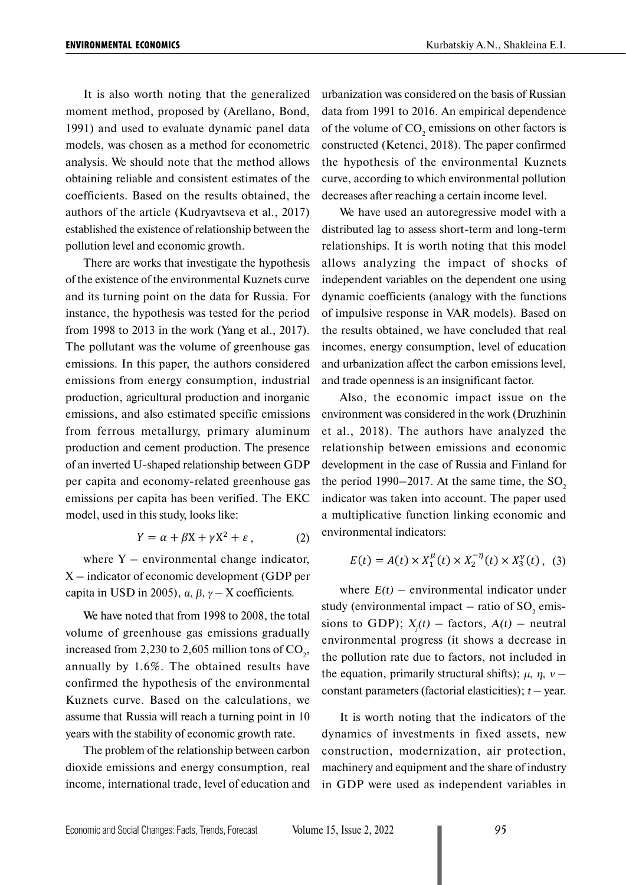It is also worth noting that the generalized moment method, proposed by (Arellano, Bond, 1991) and used to evaluate dynamic panel data models, was chosen as a method for econometric analysis. We should note that the method allows obtaining reliable and consistent estimates of the coefficients. Based on the results obtained, the authors of the article (Kudryavtseva et al., 2017) established the existence of relationship between the pollution level and economic growth.

There are works that investigate the hypothesis of the existence of the environmental Kuznets curve and its turning point on the data for Russia. For instance, the hypothesis was tested for the period from 1998 to 2013 in the work (Yang et al., 2017). The pollutant was the volume of greenhouse gas emissions. In this paper, the authors considered emissions from energy consumption, industrial production, agricultural production and inorganic emissions, and also estimated specific emissions from ferrous metallurgy, primary aluminum production and cement production. The presence of an inverted U-shaped relationship between GDP per capita and economy-related greenhouse gas emissions per capita has been verified. The EKC model, used in this study, looks like:

$$Y = \alpha + \beta X + \gamma X^2 + \varepsilon\,, \qquad (2)$$

where Y – environmental change indicator, X – indicator of economic development (GDP per capita in USD in 2005), $\alpha$, $\beta$, $\gamma$ – X coefficients.

We have noted that from 1998 to 2008, the total volume of greenhouse gas emissions gradually increased from 2,230 to 2,605 million tons of $CO_2$, annually by 1.6%. The obtained results have confirmed the hypothesis of the environmental Kuznets curve. Based on the calculations, we assume that Russia will reach a turning point in 10 years with the stability of economic growth rate.

The problem of the relationship between carbon dioxide emissions and energy consumption, real income, international trade, level of education and urbanization was considered on the basis of Russian data from 1991 to 2016. An empirical dependence of the volume of $CO_2$ emissions on other factors is constructed (Ketenci, 2018). The paper confirmed the hypothesis of the environmental Kuznets curve, according to which environmental pollution decreases after reaching a certain income level.

We have used an autoregressive model with a distributed lag to assess short-term and long-term relationships. It is worth noting that this model allows analyzing the impact of shocks of independent variables on the dependent one using dynamic coefficients (analogy with the functions of impulsive response in VAR models). Based on the results obtained, we have concluded that real incomes, energy consumption, level of education and urbanization affect the carbon emissions level, and trade openness is an insignificant factor.

Also, the economic impact issue on the environment was considered in the work (Druzhinin et al., 2018). The authors have analyzed the relationship between emissions and economic development in the case of Russia and Finland for the period 1990–2017. At the same time, the $SO_2$ indicator was taken into account. The paper used a multiplicative function linking economic and environmental indicators:

$$E(t) = A(t) \times X_1^{\mu}(t) \times X_2^{-\eta}(t) \times X_3^{\nu}(t)\,, \quad (3)$$

where $E(t)$ – environmental indicator under study (environmental impact – ratio of $SO_2$ emissions to GDP); $X_j(t)$ – factors, $A(t)$ – neutral environmental progress (it shows a decrease in the pollution rate due to factors, not included in the equation, primarily structural shifts); $\mu$, $\eta$, $\nu$ – constant parameters (factorial elasticities); $t$ – year.

It is worth noting that the indicators of the dynamics of investments in fixed assets, new construction, modernization, air protection, machinery and equipment and the share of industry in GDP were used as independent variables in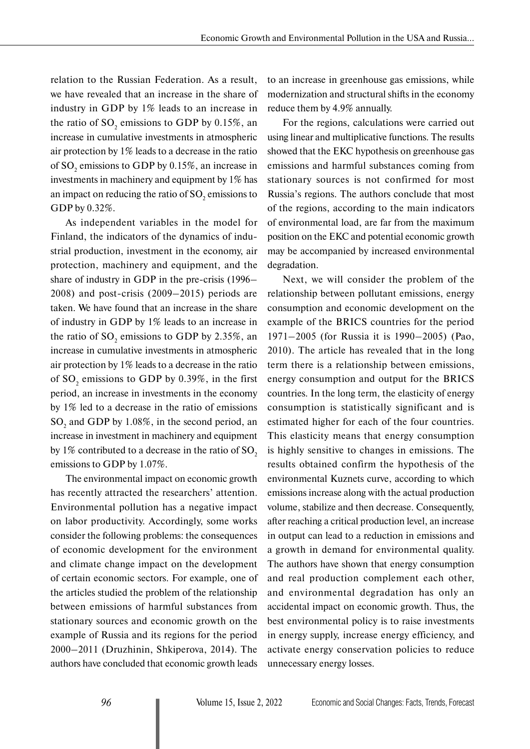relation to the Russian Federation. As a result, we have revealed that an increase in the share of industry in GDP by 1% leads to an increase in the ratio of $SO_2$ emissions to GDP by 0.15%, an increase in cumulative investments in atmospheric air protection by 1% leads to a decrease in the ratio of $SO_2$ emissions to GDP by 0.15%, an increase in investments in machinery and equipment by 1% has an impact on reducing the ratio of $SO_2$ emissions to GDP by 0.32%.

As independent variables in the model for Finland, the indicators of the dynamics of industrial production, investment in the economy, air protection, machinery and equipment, and the share of industry in GDP in the pre-crisis (1996–2008) and post-crisis (2009–2015) periods are taken. We have found that an increase in the share of industry in GDP by 1% leads to an increase in the ratio of $SO_2$ emissions to GDP by 2.35%, an increase in cumulative investments in atmospheric air protection by 1% leads to a decrease in the ratio of $SO_2$ emissions to GDP by 0.39%, in the first period, an increase in investments in the economy by 1% led to a decrease in the ratio of emissions $SO_2$ and GDP by 1.08%, in the second period, an increase in investment in machinery and equipment by 1% contributed to a decrease in the ratio of $SO_2$ emissions to GDP by 1.07%.

The environmental impact on economic growth has recently attracted the researchers' attention. Environmental pollution has a negative impact on labor productivity. Accordingly, some works consider the following problems: the consequences of economic development for the environment and climate change impact on the development of certain economic sectors. For example, one of the articles studied the problem of the relationship between emissions of harmful substances from stationary sources and economic growth on the example of Russia and its regions for the period 2000–2011 (Druzhinin, Shkiperova, 2014). The authors have concluded that economic growth leads to an increase in greenhouse gas emissions, while modernization and structural shifts in the economy reduce them by 4.9% annually.

For the regions, calculations were carried out using linear and multiplicative functions. The results showed that the EKC hypothesis on greenhouse gas emissions and harmful substances coming from stationary sources is not confirmed for most Russia's regions. The authors conclude that most of the regions, according to the main indicators of environmental load, are far from the maximum position on the EKC and potential economic growth may be accompanied by increased environmental degradation.

Next, we will consider the problem of the relationship between pollutant emissions, energy consumption and economic development on the example of the BRICS countries for the period 1971–2005 (for Russia it is 1990–2005) (Pao, 2010). The article has revealed that in the long term there is a relationship between emissions, energy consumption and output for the BRICS countries. In the long term, the elasticity of energy consumption is statistically significant and is estimated higher for each of the four countries. This elasticity means that energy consumption is highly sensitive to changes in emissions. The results obtained confirm the hypothesis of the environmental Kuznets curve, according to which emissions increase along with the actual production volume, stabilize and then decrease. Consequently, after reaching a critical production level, an increase in output can lead to a reduction in emissions and a growth in demand for environmental quality. The authors have shown that energy consumption and real production complement each other, and environmental degradation has only an accidental impact on economic growth. Thus, the best environmental policy is to raise investments in energy supply, increase energy efficiency, and activate energy conservation policies to reduce unnecessary energy losses.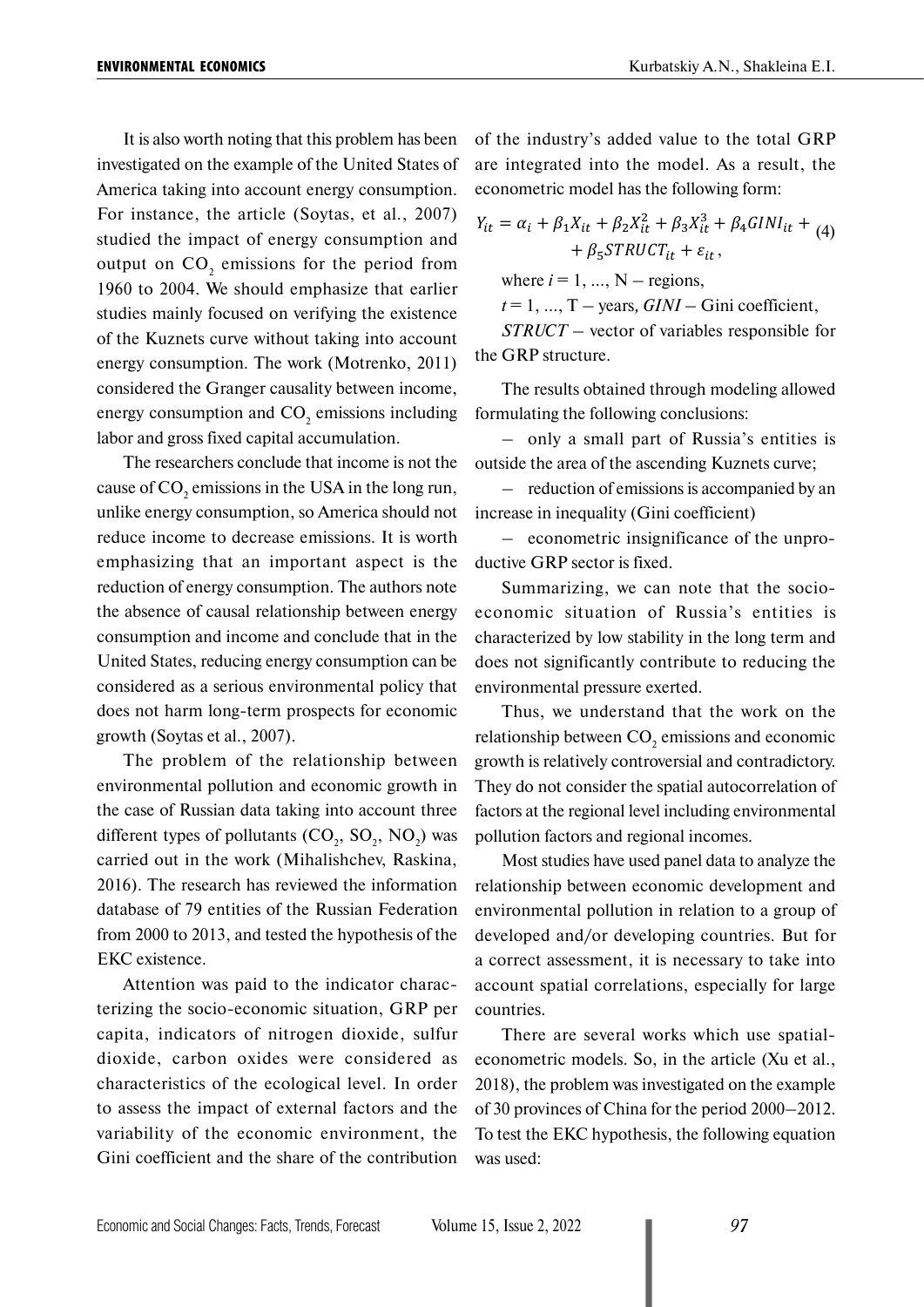It is also worth noting that this problem has been investigated on the example of the United States of America taking into account energy consumption. For instance, the article (Soytas, et al., 2007) studied the impact of energy consumption and output on $CO_2$ emissions for the period from 1960 to 2004. We should emphasize that earlier studies mainly focused on verifying the existence of the Kuznets curve without taking into account energy consumption. The work (Motrenko, 2011) considered the Granger causality between income, energy consumption and $CO_2$ emissions including labor and gross fixed capital accumulation.

The researchers conclude that income is not the cause of $CO_2$ emissions in the USA in the long run, unlike energy consumption, so America should not reduce income to decrease emissions. It is worth emphasizing that an important aspect is the reduction of energy consumption. The authors note the absence of causal relationship between energy consumption and income and conclude that in the United States, reducing energy consumption can be considered as a serious environmental policy that does not harm long-term prospects for economic growth (Soytas et al., 2007).

The problem of the relationship between environmental pollution and economic growth in the case of Russian data taking into account three different types of pollutants ($CO_2$, $SO_2$, $NO_2$) was carried out in the work (Mihalishchev, Raskina, 2016). The research has reviewed the information database of 79 entities of the Russian Federation from 2000 to 2013, and tested the hypothesis of the EKC existence.

Attention was paid to the indicator characterizing the socio-economic situation, GRP per capita, indicators of nitrogen dioxide, sulfur dioxide, carbon oxides were considered as characteristics of the ecological level. In order to assess the impact of external factors and the variability of the economic environment, the Gini coefficient and the share of the contribution of the industry's added value to the total GRP are integrated into the model. As a result, the econometric model has the following form:

$$Y_{it} = \alpha_i + \beta_1 X_{it} + \beta_2 X_{it}^2 + \beta_3 X_{it}^3 + \beta_4 GINI_{it} + \beta_5 STRUCT_{it} + \varepsilon_{it}, \quad (4)$$

where $i = 1, ..., N$ – regions,

$t = 1, ..., T$ – years, $GINI$ – Gini coefficient,

$STRUCT$ – vector of variables responsible for the GRP structure.

The results obtained through modeling allowed formulating the following conclusions:

– only a small part of Russia's entities is outside the area of the ascending Kuznets curve;

– reduction of emissions is accompanied by an increase in inequality (Gini coefficient)

– econometric insignificance of the unproductive GRP sector is fixed.

Summarizing, we can note that the socio-economic situation of Russia's entities is characterized by low stability in the long term and does not significantly contribute to reducing the environmental pressure exerted.

Thus, we understand that the work on the relationship between $CO_2$ emissions and economic growth is relatively controversial and contradictory. They do not consider the spatial autocorrelation of factors at the regional level including environmental pollution factors and regional incomes.

Most studies have used panel data to analyze the relationship between economic development and environmental pollution in relation to a group of developed and/or developing countries. But for a correct assessment, it is necessary to take into account spatial correlations, especially for large countries.

There are several works which use spatial-econometric models. So, in the article (Xu et al., 2018), the problem was investigated on the example of 30 provinces of China for the period 2000–2012. To test the EKC hypothesis, the following equation was used: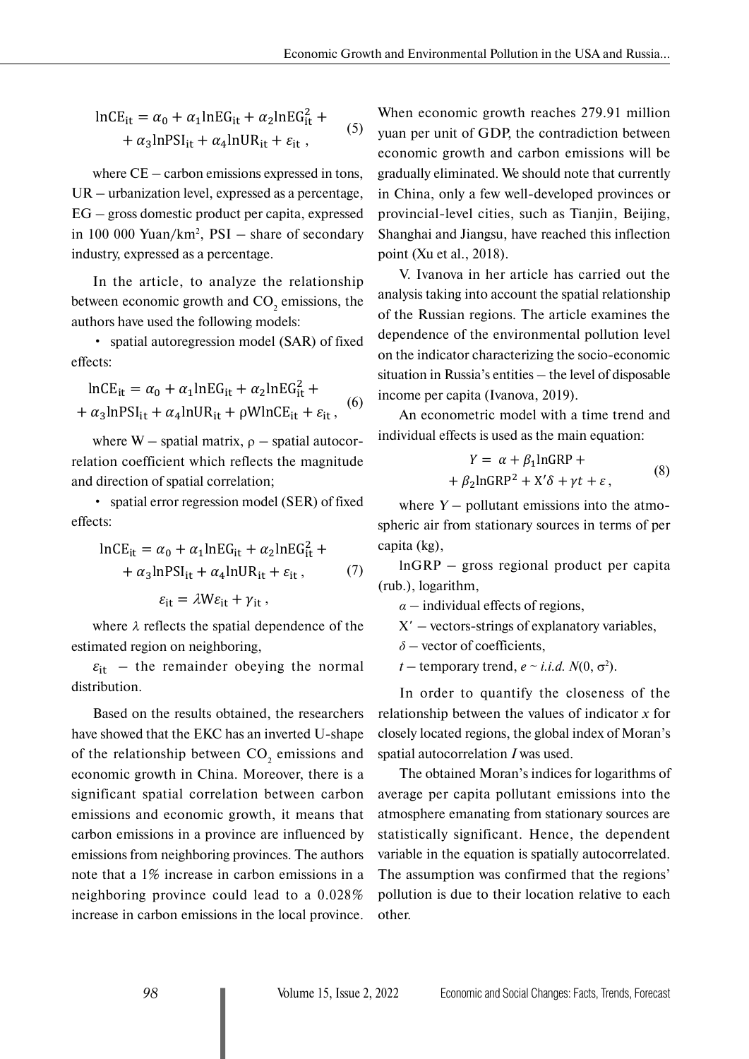$$\ln CE_{it} = \alpha_0 + \alpha_1 \ln EG_{it} + \alpha_2 \ln EG_{it}^2 + \alpha_3 \ln PSI_{it} + \alpha_4 \ln UR_{it} + \varepsilon_{it}, \quad (5)$$

where CE – carbon emissions expressed in tons, UR – urbanization level, expressed as a percentage, EG – gross domestic product per capita, expressed in 100 000 Yuan/km$^2$, PSI – share of secondary industry, expressed as a percentage.

In the article, to analyze the relationship between economic growth and $CO_2$ emissions, the authors have used the following models:

- spatial autoregression model (SAR) of fixed effects:

$$\ln CE_{it} = \alpha_0 + \alpha_1 \ln EG_{it} + \alpha_2 \ln EG_{it}^2 + \alpha_3 \ln PSI_{it} + \alpha_4 \ln UR_{it} + \rho W \ln CE_{it} + \varepsilon_{it}, \quad (6)$$

where W – spatial matrix, ρ – spatial autocorrelation coefficient which reflects the magnitude and direction of spatial correlation;

- spatial error regression model (SER) of fixed effects:

$$\ln CE_{it} = \alpha_0 + \alpha_1 \ln EG_{it} + \alpha_2 \ln EG_{it}^2 + \alpha_3 \ln PSI_{it} + \alpha_4 \ln UR_{it} + \varepsilon_{it}, \quad (7)$$

$$\varepsilon_{it} = \lambda W \varepsilon_{it} + \gamma_{it},$$

where $\lambda$ reflects the spatial dependence of the estimated region on neighboring,

$\varepsilon_{it}$ – the remainder obeying the normal distribution.

Based on the results obtained, the researchers have showed that the EKC has an inverted U-shape of the relationship between $CO_2$ emissions and economic growth in China. Moreover, there is a significant spatial correlation between carbon emissions and economic growth, it means that carbon emissions in a province are influenced by emissions from neighboring provinces. The authors note that a 1% increase in carbon emissions in a neighboring province could lead to a 0.028% increase in carbon emissions in the local province. When economic growth reaches 279.91 million yuan per unit of GDP, the contradiction between economic growth and carbon emissions will be gradually eliminated. We should note that currently in China, only a few well-developed provinces or provincial-level cities, such as Tianjin, Beijing, Shanghai and Jiangsu, have reached this inflection point (Xu et al., 2018).

V. Ivanova in her article has carried out the analysis taking into account the spatial relationship of the Russian regions. The article examines the dependence of the environmental pollution level on the indicator characterizing the socio-economic situation in Russia's entities – the level of disposable income per capita (Ivanova, 2019).

An econometric model with a time trend and individual effects is used as the main equation:

$$Y = \alpha + \beta_1 \ln GRP + \beta_2 \ln GRP^2 + X'\delta + \gamma t + \varepsilon, \quad (8)$$

where $Y$ – pollutant emissions into the atmospheric air from stationary sources in terms of per capita (kg),

lnGRP – gross regional product per capita (rub.), logarithm,

$\alpha$ – individual effects of regions,

X′ – vectors-strings of explanatory variables,

$\delta$ – vector of coefficients,

$t$ – temporary trend, $e \sim i.i.d.\ N(0, \sigma^2)$.

In order to quantify the closeness of the relationship between the values of indicator $x$ for closely located regions, the global index of Moran's spatial autocorrelation $I$ was used.

The obtained Moran's indices for logarithms of average per capita pollutant emissions into the atmosphere emanating from stationary sources are statistically significant. Hence, the dependent variable in the equation is spatially autocorrelated. The assumption was confirmed that the regions' pollution is due to their location relative to each other.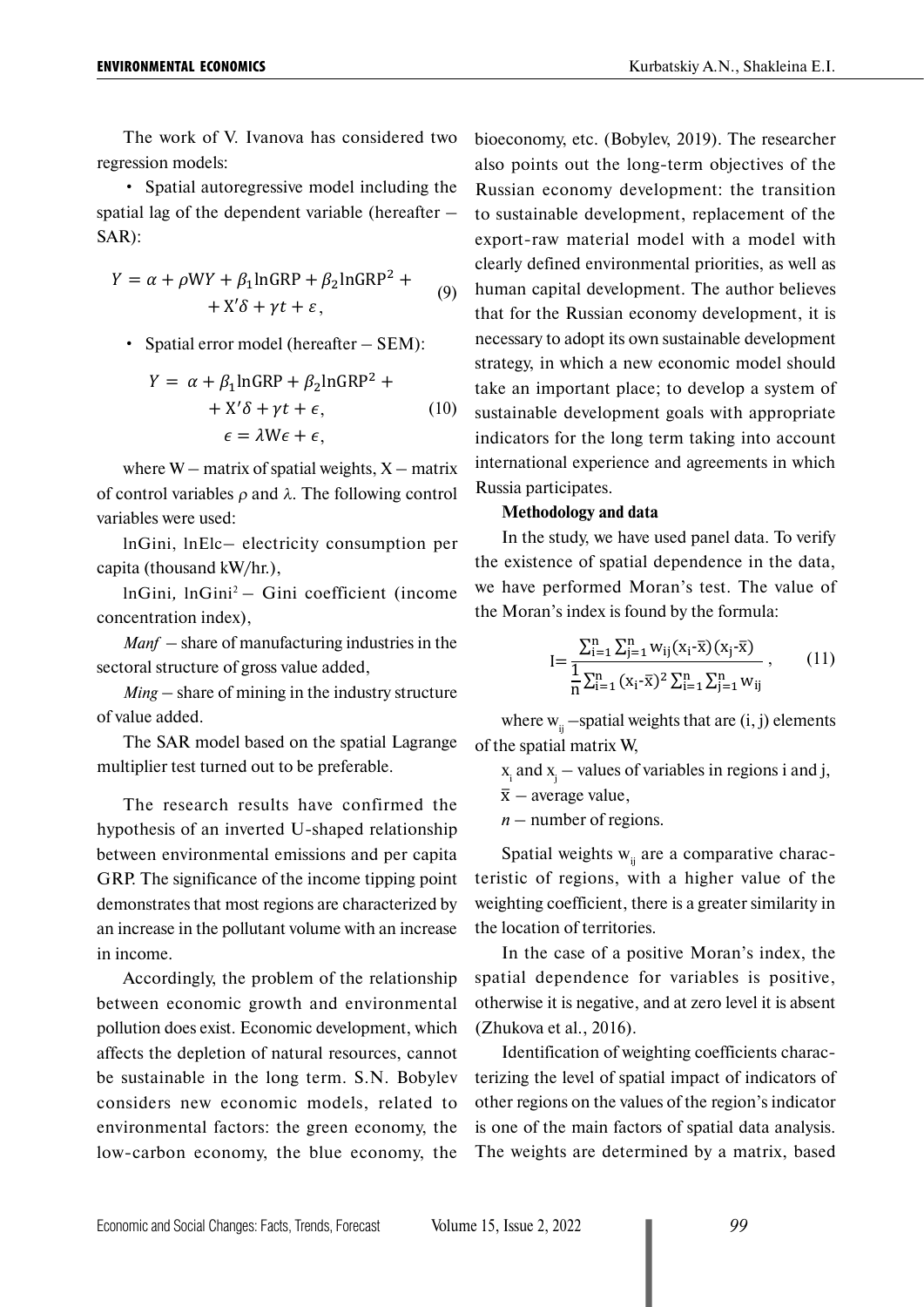The work of V. Ivanova has considered two regression models:

- Spatial autoregressive model including the spatial lag of the dependent variable (hereafter – SAR):

$$Y = \alpha + \rho WY + \beta_1 \ln GRP + \beta_2 \ln GRP^2 + X'\delta + \gamma t + \varepsilon, \tag{9}$$

- Spatial error model (hereafter – SEM):

$$Y = \alpha + \beta_1 \ln GRP + \beta_2 \ln GRP^2 + X'\delta + \gamma t + \epsilon, \quad \epsilon = \lambda W\epsilon + \epsilon, \tag{10}$$

where W – matrix of spatial weights, X – matrix of control variables $\rho$ and $\lambda$. The following control variables were used:

lnGini, lnElc– electricity consumption per capita (thousand kW/hr.),

lnGini, $\ln Gini^2$ – Gini coefficient (income concentration index),

*Manf* – share of manufacturing industries in the sectoral structure of gross value added,

*Ming* – share of mining in the industry structure of value added.

The SAR model based on the spatial Lagrange multiplier test turned out to be preferable.

The research results have confirmed the hypothesis of an inverted U-shaped relationship between environmental emissions and per capita GRP. The significance of the income tipping point demonstrates that most regions are characterized by an increase in the pollutant volume with an increase in income.

Accordingly, the problem of the relationship between economic growth and environmental pollution does exist. Economic development, which affects the depletion of natural resources, cannot be sustainable in the long term. S.N. Bobylev considers new economic models, related to environmental factors: the green economy, the low-carbon economy, the blue economy, the bioeconomy, etc. (Bobylev, 2019). The researcher also points out the long-term objectives of the Russian economy development: the transition to sustainable development, replacement of the export-raw material model with a model with clearly defined environmental priorities, as well as human capital development. The author believes that for the Russian economy development, it is necessary to adopt its own sustainable development strategy, in which a new economic model should take an important place; to develop a system of sustainable development goals with appropriate indicators for the long term taking into account international experience and agreements in which Russia participates.

**Methodology and data**

In the study, we have used panel data. To verify the existence of spatial dependence in the data, we have performed Moran's test. The value of the Moran's index is found by the formula:

$$I = \frac{\sum_{i=1}^{n}\sum_{j=1}^{n} w_{ij}(x_i - \bar{x})(x_j - \bar{x})}{\frac{1}{n}\sum_{i=1}^{n}(x_i - \bar{x})^2 \sum_{i=1}^{n}\sum_{j=1}^{n} w_{ij}}, \tag{11}$$

where $w_{ij}$ –spatial weights that are (i, j) elements of the spatial matrix W,

$x_i$ and $x_j$ – values of variables in regions i and j,

$\bar{x}$ – average value,

*n* – number of regions.

Spatial weights $w_{ij}$ are a comparative characteristic of regions, with a higher value of the weighting coefficient, there is a greater similarity in the location of territories.

In the case of a positive Moran's index, the spatial dependence for variables is positive, otherwise it is negative, and at zero level it is absent (Zhukova et al., 2016).

Identification of weighting coefficients characterizing the level of spatial impact of indicators of other regions on the values of the region's indicator is one of the main factors of spatial data analysis. The weights are determined by a matrix, based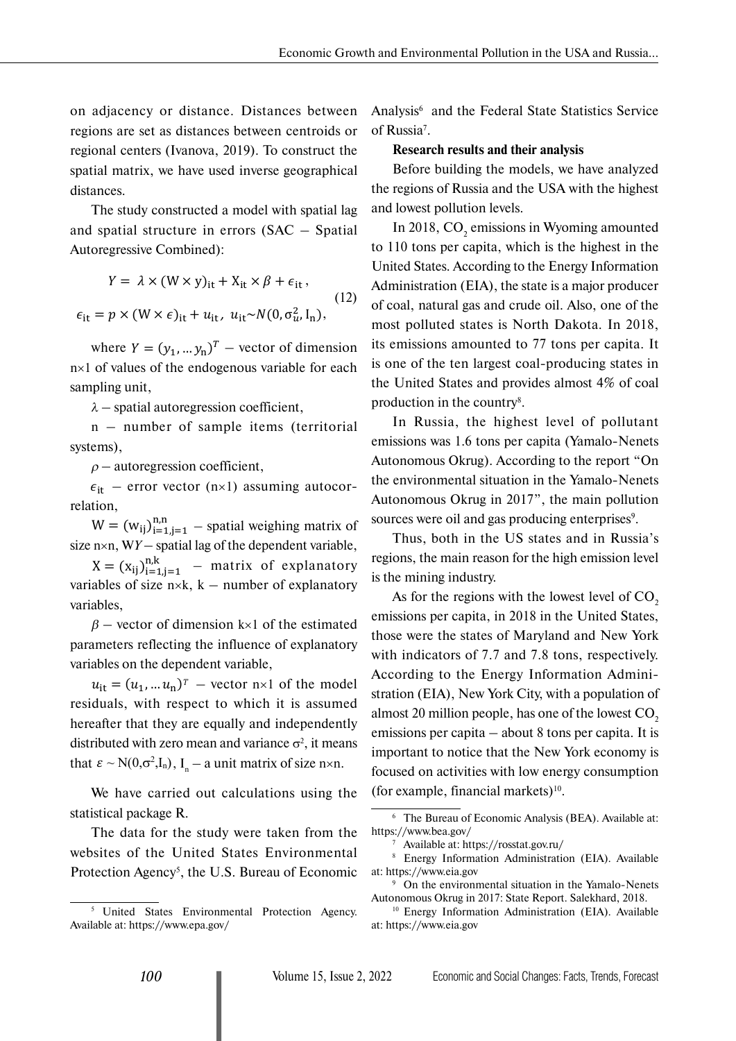on adjacency or distance. Distances between regions are set as distances between centroids or regional centers (Ivanova, 2019). To construct the spatial matrix, we have used inverse geographical distances.

The study constructed a model with spatial lag and spatial structure in errors (SAC – Spatial Autoregressive Combined):

$$Y = \lambda \times (W \times y)_{it} + X_{it} \times \beta + \epsilon_{it},$$
$$\epsilon_{it} = p \times (W \times \epsilon)_{it} + u_{it}, \; u_{it} \sim N(0, \sigma_u^2, I_n), \tag{12}$$

where $Y = (y_1, \dots y_n)^T$ – vector of dimension n×1 of values of the endogenous variable for each sampling unit,

$\lambda$ – spatial autoregression coefficient,

n – number of sample items (territorial systems),

$\rho$ – autoregression coefficient,

$\epsilon_{it}$ – error vector (n×1) assuming autocorrelation,

$W = (w_{ij})_{i=1,j=1}^{n,n}$ – spatial weighing matrix of size n×n, W$Y$ – spatial lag of the dependent variable,

$X = (x_{ij})_{i=1,j=1}^{n,k}$ – matrix of explanatory variables of size n×k, k – number of explanatory variables,

$\beta$ – vector of dimension k×1 of the estimated parameters reflecting the influence of explanatory variables on the dependent variable,

$u_{it} = (u_1, \dots u_n)^T$ – vector n×1 of the model residuals, with respect to which it is assumed hereafter that they are equally and independently distributed with zero mean and variance $\sigma^2$, it means that $\varepsilon \sim N(0, \sigma^2, I_n)$, $I_n$ – a unit matrix of size n×n.

We have carried out calculations using the statistical package R.

The data for the study were taken from the websites of the United States Environmental Protection Agency[5], the U.S. Bureau of Economic Analysis[6] and the Federal State Statistics Service of Russia[7].

**Research results and their analysis**

Before building the models, we have analyzed the regions of Russia and the USA with the highest and lowest pollution levels.

In 2018, $CO_2$ emissions in Wyoming amounted to 110 tons per capita, which is the highest in the United States. According to the Energy Information Administration (EIA), the state is a major producer of coal, natural gas and crude oil. Also, one of the most polluted states is North Dakota. In 2018, its emissions amounted to 77 tons per capita. It is one of the ten largest coal-producing states in the United States and provides almost 4% of coal production in the country[8].

In Russia, the highest level of pollutant emissions was 1.6 tons per capita (Yamalo-Nenets Autonomous Okrug). According to the report "On the environmental situation in the Yamalo-Nenets Autonomous Okrug in 2017", the main pollution sources were oil and gas producing enterprises[9].

Thus, both in the US states and in Russia's regions, the main reason for the high emission level is the mining industry.

As for the regions with the lowest level of $CO_2$ emissions per capita, in 2018 in the United States, those were the states of Maryland and New York with indicators of 7.7 and 7.8 tons, respectively. According to the Energy Information Administration (EIA), New York City, with a population of almost 20 million people, has one of the lowest $CO_2$ emissions per capita – about 8 tons per capita. It is important to notice that the New York economy is focused on activities with low energy consumption (for example, financial markets)[10].

---

[5] United States Environmental Protection Agency. Available at: https://www.epa.gov/

[6] The Bureau of Economic Analysis (BEA). Available at: https://www.bea.gov/

[7] Available at: https://rosstat.gov.ru/

[8] Energy Information Administration (EIA). Available at: https://www.eia.gov

[9] On the environmental situation in the Yamalo-Nenets Autonomous Okrug in 2017: State Report. Salekhard, 2018.

[10] Energy Information Administration (EIA). Available at: https://www.eia.gov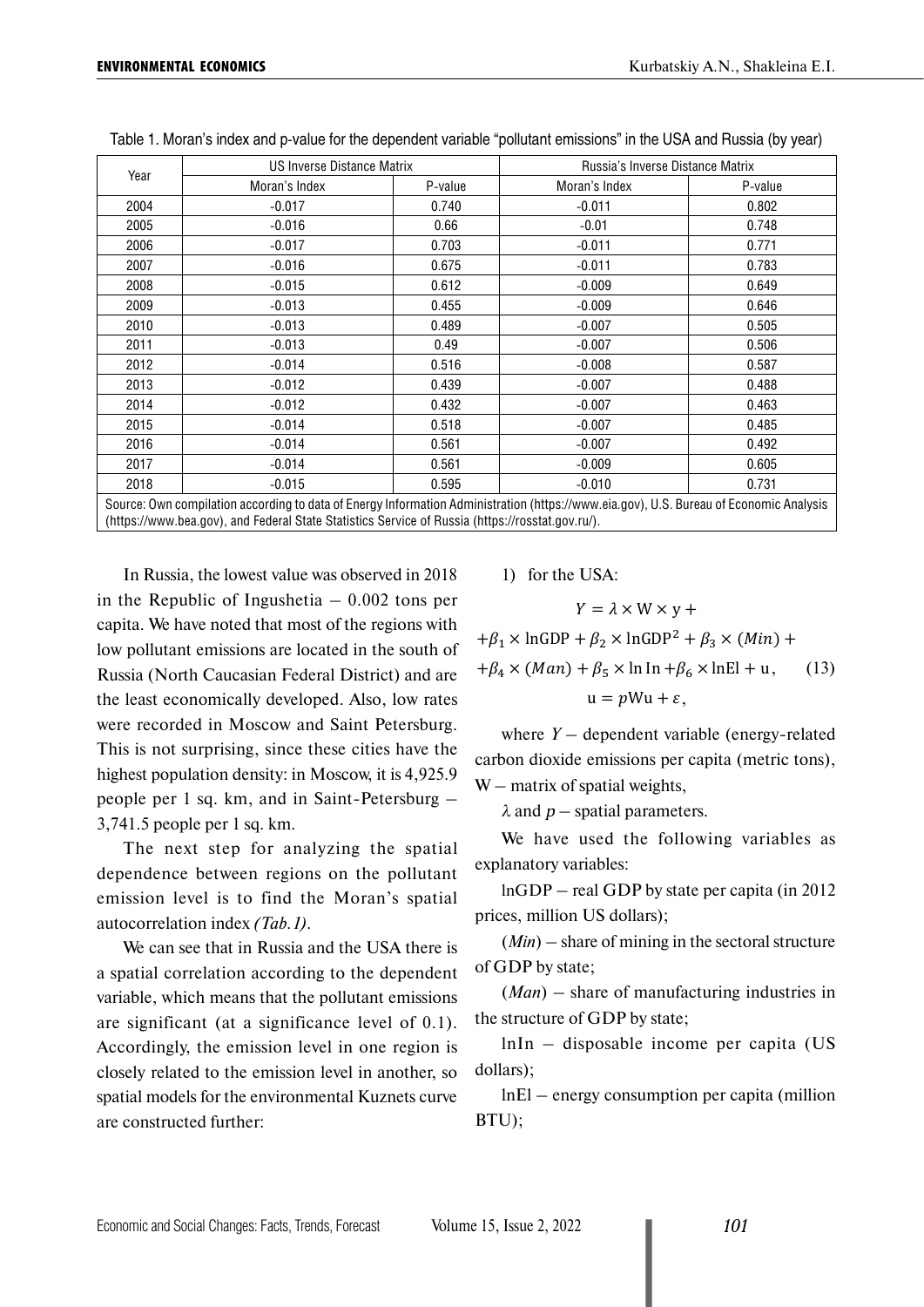Table 1. Moran's index and p-value for the dependent variable "pollutant emissions" in the USA and Russia (by year)

| Year | US Inverse Distance Matrix | | Russia's Inverse Distance Matrix | |
|---|---|---|---|---|
| | Moran's Index | P-value | Moran's Index | P-value |
| 2004 | -0.017 | 0.740 | -0.011 | 0.802 |
| 2005 | -0.016 | 0.66 | -0.01 | 0.748 |
| 2006 | -0.017 | 0.703 | -0.011 | 0.771 |
| 2007 | -0.016 | 0.675 | -0.011 | 0.783 |
| 2008 | -0.015 | 0.612 | -0.009 | 0.649 |
| 2009 | -0.013 | 0.455 | -0.009 | 0.646 |
| 2010 | -0.013 | 0.489 | -0.007 | 0.505 |
| 2011 | -0.013 | 0.49 | -0.007 | 0.506 |
| 2012 | -0.014 | 0.516 | -0.008 | 0.587 |
| 2013 | -0.012 | 0.439 | -0.007 | 0.488 |
| 2014 | -0.012 | 0.432 | -0.007 | 0.463 |
| 2015 | -0.014 | 0.518 | -0.007 | 0.485 |
| 2016 | -0.014 | 0.561 | -0.007 | 0.492 |
| 2017 | -0.014 | 0.561 | -0.009 | 0.605 |
| 2018 | -0.015 | 0.595 | -0.010 | 0.731 |

Source: Own compilation according to data of Energy Information Administration (https://www.eia.gov), U.S. Bureau of Economic Analysis (https://www.bea.gov), and Federal State Statistics Service of Russia (https://rosstat.gov.ru/).

In Russia, the lowest value was observed in 2018 in the Republic of Ingushetia – 0.002 tons per capita. We have noted that most of the regions with low pollutant emissions are located in the south of Russia (North Caucasian Federal District) and are the least economically developed. Also, low rates were recorded in Moscow and Saint Petersburg. This is not surprising, since these cities have the highest population density: in Moscow, it is 4,925.9 people per 1 sq. km, and in Saint-Petersburg – 3,741.5 people per 1 sq. km.

The next step for analyzing the spatial dependence between regions on the pollutant emission level is to find the Moran's spatial autocorrelation index *(Tab. 1)*.

We can see that in Russia and the USA there is a spatial correlation according to the dependent variable, which means that the pollutant emissions are significant (at a significance level of 0.1). Accordingly, the emission level in one region is closely related to the emission level in another, so spatial models for the environmental Kuznets curve are constructed further:

1) for the USA:

$$Y = \lambda \times \mathrm{W} \times \mathrm{y} + \\ +\beta_1 \times \ln\mathrm{GDP} + \beta_2 \times \ln\mathrm{GDP}^2 + \beta_3 \times (Min) + \\ +\beta_4 \times (Man) + \beta_5 \times \ln\mathrm{In} + \beta_6 \times \ln\mathrm{El} + \mathrm{u}, \quad (13) \\ \mathrm{u} = p\mathrm{Wu} + \varepsilon,$$

where $Y$ – dependent variable (energy-related carbon dioxide emissions per capita (metric tons), W – matrix of spatial weights,

$\lambda$ and $p$ – spatial parameters.

We have used the following variables as explanatory variables:

lnGDP – real GDP by state per capita (in 2012 prices, million US dollars);

(*Min*) – share of mining in the sectoral structure of GDP by state;

(*Man*) – share of manufacturing industries in the structure of GDP by state;

lnIn – disposable income per capita (US dollars);

lnEl – energy consumption per capita (million BTU);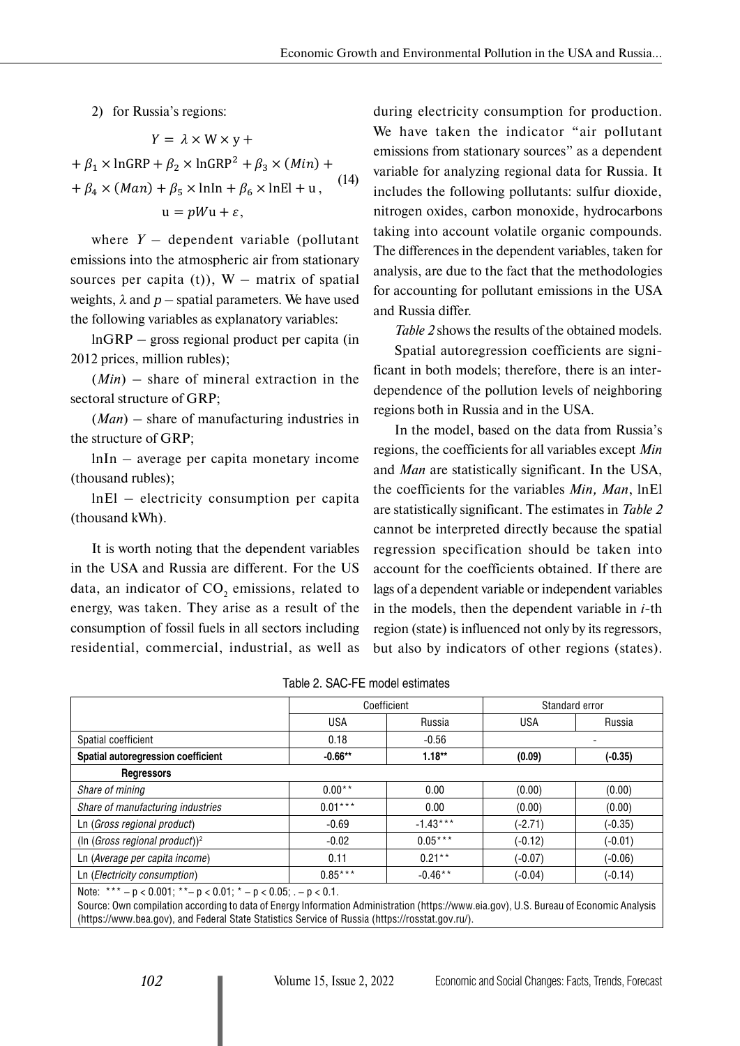2) for Russia's regions:

$$
\begin{gathered}
Y = \lambda \times \mathrm{W} \times \mathrm{y} + \\
+ \beta_1 \times \ln\mathrm{GRP} + \beta_2 \times \ln\mathrm{GRP}^2 + \beta_3 \times (Min) + \\
+ \beta_4 \times (Man) + \beta_5 \times \ln\mathrm{In} + \beta_6 \times \ln\mathrm{El} + \mathrm{u}\,, \\
\mathrm{u} = pW\mathrm{u} + \varepsilon,
\end{gathered} \tag{14}
$$

where $Y$ – dependent variable (pollutant emissions into the atmospheric air from stationary sources per capita (t)), W – matrix of spatial weights, $\lambda$ and $p$ – spatial parameters. We have used the following variables as explanatory variables:

lnGRP – gross regional product per capita (in 2012 prices, million rubles);

($Min$) – share of mineral extraction in the sectoral structure of GRP;

($Man$) – share of manufacturing industries in the structure of GRP;

lnIn – average per capita monetary income (thousand rubles);

lnEl – electricity consumption per capita (thousand kWh).

It is worth noting that the dependent variables in the USA and Russia are different. For the US data, an indicator of $CO_2$ emissions, related to energy, was taken. They arise as a result of the consumption of fossil fuels in all sectors including residential, commercial, industrial, as well as during electricity consumption for production. We have taken the indicator "air pollutant emissions from stationary sources" as a dependent variable for analyzing regional data for Russia. It includes the following pollutants: sulfur dioxide, nitrogen oxides, carbon monoxide, hydrocarbons taking into account volatile organic compounds. The differences in the dependent variables, taken for analysis, are due to the fact that the methodologies for accounting for pollutant emissions in the USA and Russia differ.

*Table 2* shows the results of the obtained models.

Spatial autoregression coefficients are significant in both models; therefore, there is an interdependence of the pollution levels of neighboring regions both in Russia and in the USA.

In the model, based on the data from Russia's regions, the coefficients for all variables except *Min* and *Man* are statistically significant. In the USA, the coefficients for the variables *Min, Man*, lnEl are statistically significant. The estimates in *Table 2* cannot be interpreted directly because the spatial regression specification should be taken into account for the coefficients obtained. If there are lags of a dependent variable or independent variables in the models, then the dependent variable in $i$-th region (state) is influenced not only by its regressors, but also by indicators of other regions (states).

Table 2. SAC-FE model estimates

| | Coefficient | | Standard error | |
|---|---|---|---|---|
| | USA | Russia | USA | Russia |
| Spatial coefficient | 0.18 | -0.56 | - | |
| **Spatial autoregression coefficient** | **-0.66**** | **1.18**** | **(0.09)** | **(-0.35)** |
| **Regressors** | | | | |
| *Share of mining* | 0.00** | 0.00 | (0.00) | (0.00) |
| *Share of manufacturing industries* | 0.01*** | 0.00 | (0.00) | (0.00) |
| Ln (*Gross regional product*) | -0.69 | -1.43*** | (-2.71) | (-0.35) |
| (ln (*Gross regional product*))$^2$ | -0.02 | 0.05*** | (-0.12) | (-0.01) |
| Ln (*Average per capita income*) | 0.11 | 0.21** | (-0.07) | (-0.06) |
| Ln (*Electricity consumption*) | 0.85*** | -0.46** | (-0.04) | (-0.14) |

Note: *** – $p < 0.001$; ** – $p < 0.01$; * – $p < 0.05$; . – $p < 0.1$.

Source: Own compilation according to data of Energy Information Administration (https://www.eia.gov), U.S. Bureau of Economic Analysis (https://www.bea.gov), and Federal State Statistics Service of Russia (https://rosstat.gov.ru/).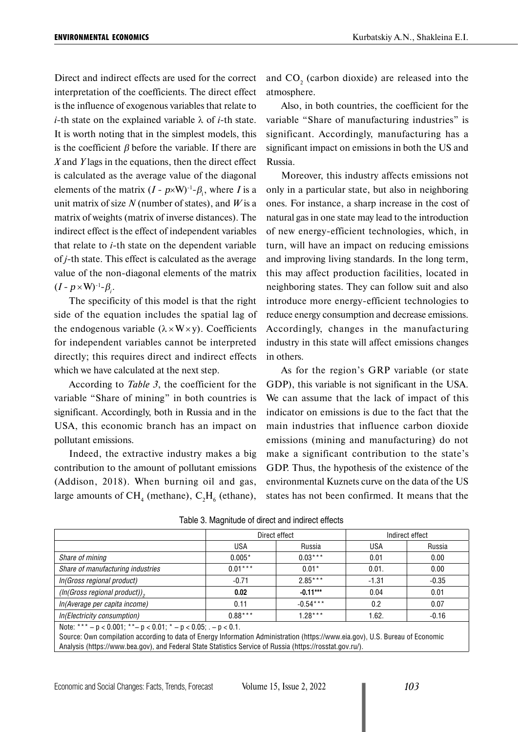Direct and indirect effects are used for the correct interpretation of the coefficients. The direct effect is the influence of exogenous variables that relate to $i$-th state on the explained variable λ of $i$-th state. It is worth noting that in the simplest models, this is the coefficient $\beta$ before the variable. If there are $X$ and $Y$ lags in the equations, then the direct effect is calculated as the average value of the diagonal elements of the matrix $(I - p{\times}W)^{-1}$-$\beta_i$, where $I$ is a unit matrix of size $N$ (number of states), and $W$ is a matrix of weights (matrix of inverse distances). The indirect effect is the effect of independent variables that relate to $i$-th state on the dependent variable of $j$-th state. This effect is calculated as the average value of the non-diagonal elements of the matrix $(I - p{\times}W)^{-1}$-$\beta_i$.

The specificity of this model is that the right side of the equation includes the spatial lag of the endogenous variable ($\lambda \times W \times y$). Coefficients for independent variables cannot be interpreted directly; this requires direct and indirect effects which we have calculated at the next step.

According to *Table 3*, the coefficient for the variable "Share of mining" in both countries is significant. Accordingly, both in Russia and in the USA, this economic branch has an impact on pollutant emissions.

Indeed, the extractive industry makes a big contribution to the amount of pollutant emissions (Addison, 2018). When burning oil and gas, large amounts of $CH_4$ (methane), $C_2H_6$ (ethane), and $CO_2$ (carbon dioxide) are released into the atmosphere.

Also, in both countries, the coefficient for the variable "Share of manufacturing industries" is significant. Accordingly, manufacturing has a significant impact on emissions in both the US and Russia.

Moreover, this industry affects emissions not only in a particular state, but also in neighboring ones. For instance, a sharp increase in the cost of natural gas in one state may lead to the introduction of new energy-efficient technologies, which, in turn, will have an impact on reducing emissions and improving living standards. In the long term, this may affect production facilities, located in neighboring states. They can follow suit and also introduce more energy-efficient technologies to reduce energy consumption and decrease emissions. Accordingly, changes in the manufacturing industry in this state will affect emissions changes in others.

As for the region's GRP variable (or state GDP), this variable is not significant in the USA. We can assume that the lack of impact of this indicator on emissions is due to the fact that the main industries that influence carbon dioxide emissions (mining and manufacturing) do not make a significant contribution to the state's GDP. Thus, the hypothesis of the existence of the environmental Kuznets curve on the data of the US states has not been confirmed. It means that the

Table 3. Magnitude of direct and indirect effects

| | Direct effect | | Indirect effect | |
|---|---|---|---|---|
| | USA | Russia | USA | Russia |
| *Share of mining* | 0.005* | 0.03*** | 0.01 | 0.00 |
| *Share of manufacturing industries* | 0.01*** | 0.01* | 0.01. | 0.00 |
| *ln(Gross regional product)* | -0.71 | 2.85*** | -1.31 | -0.35 |
| *(ln(Gross regional product))$_2$* | **0.02** | **-0.11*** ** | 0.04 | 0.01 |
| *ln(Average per capita income)* | 0.11 | -0.54*** | 0.2 | 0.07 |
| *ln(Electricity consumption)* | 0.88*** | 1.28*** | 1.62. | -0.16 |

Note: *** – p < 0.001; **– p < 0.01; * – p < 0.05; . – p < 0.1.
Source: Own compilation according to data of Energy Information Administration (https://www.eia.gov), U.S. Bureau of Economic Analysis (https://www.bea.gov), and Federal State Statistics Service of Russia (https://rosstat.gov.ru/).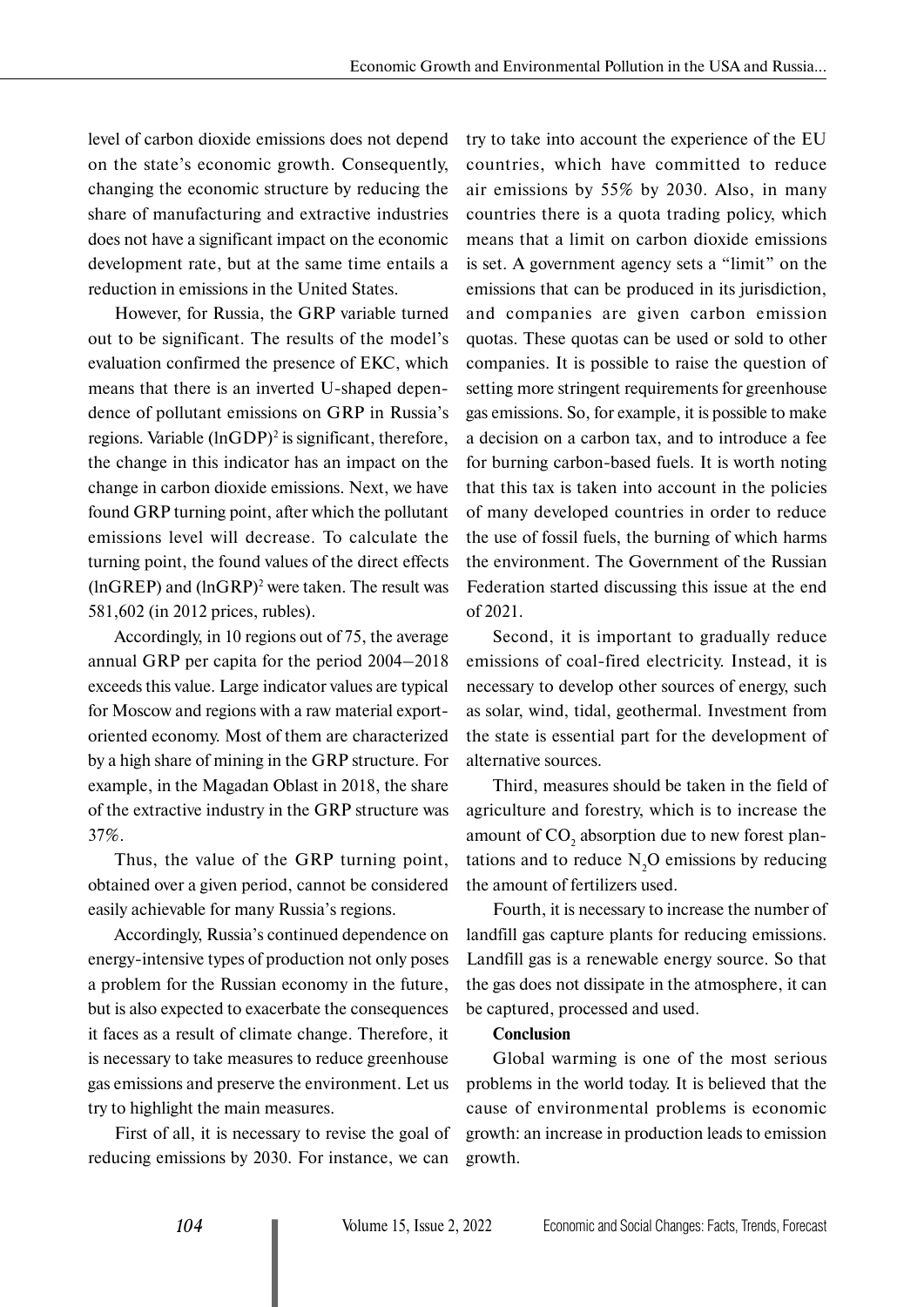level of carbon dioxide emissions does not depend on the state's economic growth. Consequently, changing the economic structure by reducing the share of manufacturing and extractive industries does not have a significant impact on the economic development rate, but at the same time entails a reduction in emissions in the United States.

However, for Russia, the GRP variable turned out to be significant. The results of the model's evaluation confirmed the presence of EKC, which means that there is an inverted U-shaped dependence of pollutant emissions on GRP in Russia's regions. Variable $(\ln GDP)^2$ is significant, therefore, the change in this indicator has an impact on the change in carbon dioxide emissions. Next, we have found GRP turning point, after which the pollutant emissions level will decrease. To calculate the turning point, the found values of the direct effects (lnGREP) and $(\ln GRP)^2$ were taken. The result was 581,602 (in 2012 prices, rubles).

Accordingly, in 10 regions out of 75, the average annual GRP per capita for the period 2004–2018 exceeds this value. Large indicator values are typical for Moscow and regions with a raw material export-oriented economy. Most of them are characterized by a high share of mining in the GRP structure. For example, in the Magadan Oblast in 2018, the share of the extractive industry in the GRP structure was 37%.

Thus, the value of the GRP turning point, obtained over a given period, cannot be considered easily achievable for many Russia's regions.

Accordingly, Russia's continued dependence on energy-intensive types of production not only poses a problem for the Russian economy in the future, but is also expected to exacerbate the consequences it faces as a result of climate change. Therefore, it is necessary to take measures to reduce greenhouse gas emissions and preserve the environment. Let us try to highlight the main measures.

First of all, it is necessary to revise the goal of reducing emissions by 2030. For instance, we can try to take into account the experience of the EU countries, which have committed to reduce air emissions by 55% by 2030. Also, in many countries there is a quota trading policy, which means that a limit on carbon dioxide emissions is set. A government agency sets a "limit" on the emissions that can be produced in its jurisdiction, and companies are given carbon emission quotas. These quotas can be used or sold to other companies. It is possible to raise the question of setting more stringent requirements for greenhouse gas emissions. So, for example, it is possible to make a decision on a carbon tax, and to introduce a fee for burning carbon-based fuels. It is worth noting that this tax is taken into account in the policies of many developed countries in order to reduce the use of fossil fuels, the burning of which harms the environment. The Government of the Russian Federation started discussing this issue at the end of 2021.

Second, it is important to gradually reduce emissions of coal-fired electricity. Instead, it is necessary to develop other sources of energy, such as solar, wind, tidal, geothermal. Investment from the state is essential part for the development of alternative sources.

Third, measures should be taken in the field of agriculture and forestry, which is to increase the amount of $CO_2$ absorption due to new forest plantations and to reduce $N_2O$ emissions by reducing the amount of fertilizers used.

Fourth, it is necessary to increase the number of landfill gas capture plants for reducing emissions. Landfill gas is a renewable energy source. So that the gas does not dissipate in the atmosphere, it can be captured, processed and used.

**Conclusion**

Global warming is one of the most serious problems in the world today. It is believed that the cause of environmental problems is economic growth: an increase in production leads to emission growth.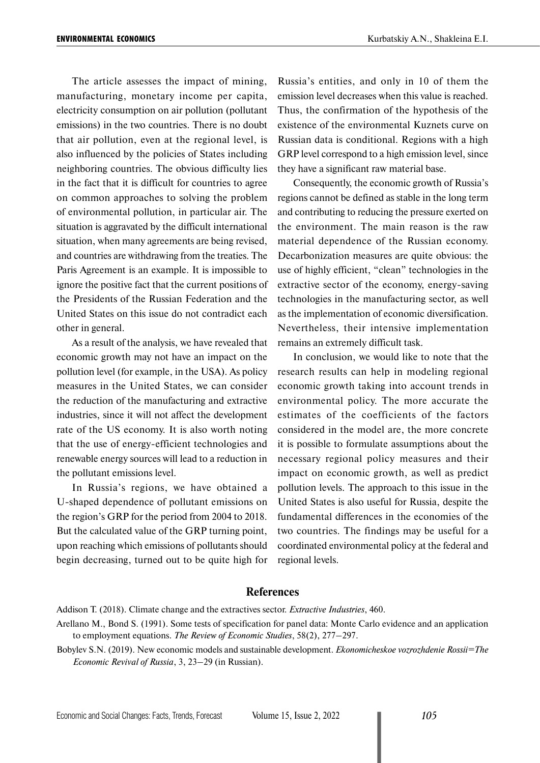The article assesses the impact of mining, manufacturing, monetary income per capita, electricity consumption on air pollution (pollutant emissions) in the two countries. There is no doubt that air pollution, even at the regional level, is also influenced by the policies of States including neighboring countries. The obvious difficulty lies in the fact that it is difficult for countries to agree on common approaches to solving the problem of environmental pollution, in particular air. The situation is aggravated by the difficult international situation, when many agreements are being revised, and countries are withdrawing from the treaties. The Paris Agreement is an example. It is impossible to ignore the positive fact that the current positions of the Presidents of the Russian Federation and the United States on this issue do not contradict each other in general.

As a result of the analysis, we have revealed that economic growth may not have an impact on the pollution level (for example, in the USA). As policy measures in the United States, we can consider the reduction of the manufacturing and extractive industries, since it will not affect the development rate of the US economy. It is also worth noting that the use of energy-efficient technologies and renewable energy sources will lead to a reduction in the pollutant emissions level.

In Russia's regions, we have obtained a U-shaped dependence of pollutant emissions on the region's GRP for the period from 2004 to 2018. But the calculated value of the GRP turning point, upon reaching which emissions of pollutants should begin decreasing, turned out to be quite high for Russia's entities, and only in 10 of them the emission level decreases when this value is reached. Thus, the confirmation of the hypothesis of the existence of the environmental Kuznets curve on Russian data is conditional. Regions with a high GRP level correspond to a high emission level, since they have a significant raw material base.

Consequently, the economic growth of Russia's regions cannot be defined as stable in the long term and contributing to reducing the pressure exerted on the environment. The main reason is the raw material dependence of the Russian economy. Decarbonization measures are quite obvious: the use of highly efficient, "clean" technologies in the extractive sector of the economy, energy-saving technologies in the manufacturing sector, as well as the implementation of economic diversification. Nevertheless, their intensive implementation remains an extremely difficult task.

In conclusion, we would like to note that the research results can help in modeling regional economic growth taking into account trends in environmental policy. The more accurate the estimates of the coefficients of the factors considered in the model are, the more concrete it is possible to formulate assumptions about the necessary regional policy measures and their impact on economic growth, as well as predict pollution levels. The approach to this issue in the United States is also useful for Russia, despite the fundamental differences in the economies of the two countries. The findings may be useful for a coordinated environmental policy at the federal and regional levels.

## References

Addison T. (2018). Climate change and the extractives sector. *Extractive Industries*, 460.

Arellano M., Bond S. (1991). Some tests of specification for panel data: Monte Carlo evidence and an application to employment equations. *The Review of Economic Studies*, 58(2), 277–297.

Bobylev S.N. (2019). New economic models and sustainable development. *Ekonomicheskoe vozrozhdenie Rossii=The Economic Revival of Russia*, 3, 23–29 (in Russian).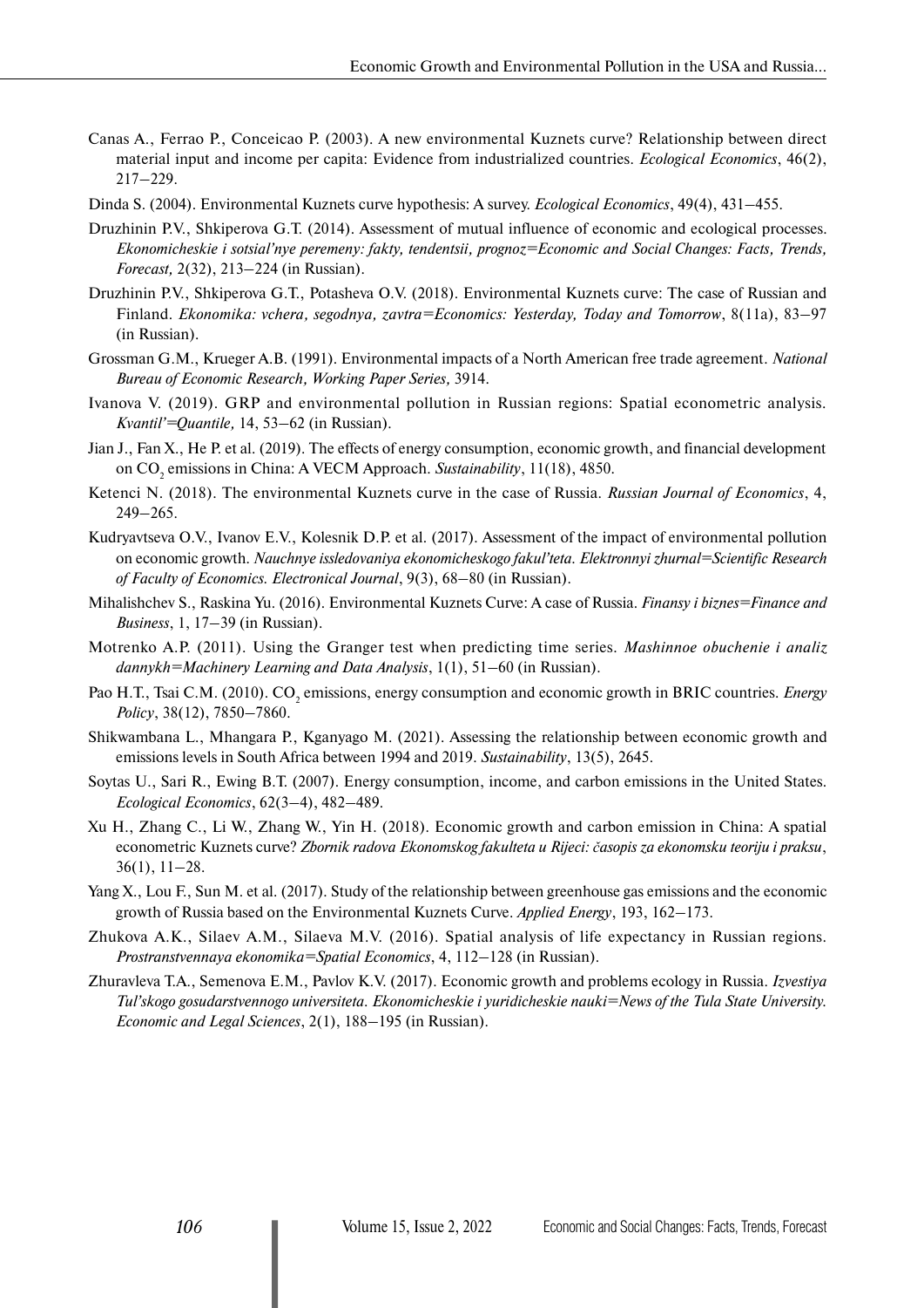Canas A., Ferrao P., Conceicao P. (2003). A new environmental Kuznets curve? Relationship between direct material input and income per capita: Evidence from industrialized countries. *Ecological Economics*, 46(2), 217–229.

Dinda S. (2004). Environmental Kuznets curve hypothesis: A survey. *Ecological Economics*, 49(4), 431–455.

Druzhinin P.V., Shkiperova G.T. (2014). Assessment of mutual influence of economic and ecological processes. *Ekonomicheskie i sotsial'nye peremeny: fakty, tendentsii, prognoz=Economic and Social Changes: Facts, Trends, Forecast,* 2(32), 213–224 (in Russian).

Druzhinin P.V., Shkiperova G.T., Potasheva O.V. (2018). Environmental Kuznets curve: The case of Russian and Finland. *Ekonomika: vchera, segodnya, zavtra=Economics: Yesterday, Today and Tomorrow*, 8(11a), 83–97 (in Russian).

Grossman G.M., Krueger A.B. (1991). Environmental impacts of a North American free trade agreement. *National Bureau of Economic Research, Working Paper Series,* 3914.

Ivanova V. (2019). GRP and environmental pollution in Russian regions: Spatial econometric analysis. *Kvantil'=Quantile,* 14, 53–62 (in Russian).

Jian J., Fan X., He P. et al. (2019). The effects of energy consumption, economic growth, and financial development on $CO_2$ emissions in China: A VECM Approach. *Sustainability*, 11(18), 4850.

Ketenci N. (2018). The environmental Kuznets curve in the case of Russia. *Russian Journal of Economics*, 4, 249–265.

Kudryavtseva O.V., Ivanov E.V., Kolesnik D.P. et al. (2017). Assessment of the impact of environmental pollution on economic growth. *Nauchnye issledovaniya ekonomicheskogo fakul'teta. Elektronnyi zhurnal=Scientific Research of Faculty of Economics. Electronical Journal*, 9(3), 68–80 (in Russian).

Mihalishchev S., Raskina Yu. (2016). Environmental Kuznets Curve: A case of Russia. *Finansy i biznes=Finance and Business*, 1, 17–39 (in Russian).

Motrenko A.P. (2011). Using the Granger test when predicting time series. *Mashinnoe obuchenie i analiz dannykh=Machinery Learning and Data Analysis*, 1(1), 51–60 (in Russian).

Pao H.T., Tsai C.M. (2010). $CO_2$ emissions, energy consumption and economic growth in BRIC countries. *Energy Policy*, 38(12), 7850–7860.

Shikwambana L., Mhangara P., Kganyago M. (2021). Assessing the relationship between economic growth and emissions levels in South Africa between 1994 and 2019. *Sustainability*, 13(5), 2645.

Soytas U., Sari R., Ewing B.T. (2007). Energy consumption, income, and carbon emissions in the United States. *Ecological Economics*, 62(3–4), 482–489.

Xu H., Zhang C., Li W., Zhang W., Yin H. (2018). Economic growth and carbon emission in China: A spatial econometric Kuznets curve? *Zbornik radova Ekonomskog fakulteta u Rijeci: časopis za ekonomsku teoriju i praksu*, 36(1), 11–28.

Yang X., Lou F., Sun M. et al. (2017). Study of the relationship between greenhouse gas emissions and the economic growth of Russia based on the Environmental Kuznets Curve. *Applied Energy*, 193, 162–173.

Zhukova A.K., Silaev A.M., Silaeva M.V. (2016). Spatial analysis of life expectancy in Russian regions. *Prostranstvennaya ekonomika=Spatial Economics*, 4, 112–128 (in Russian).

Zhuravleva T.A., Semenova E.M., Pavlov K.V. (2017). Economic growth and problems ecology in Russia. *Izvestiya Tul'skogo gosudarstvennogo universiteta. Ekonomicheskie i yuridicheskie nauki=News of the Tula State University. Economic and Legal Sciences*, 2(1), 188–195 (in Russian).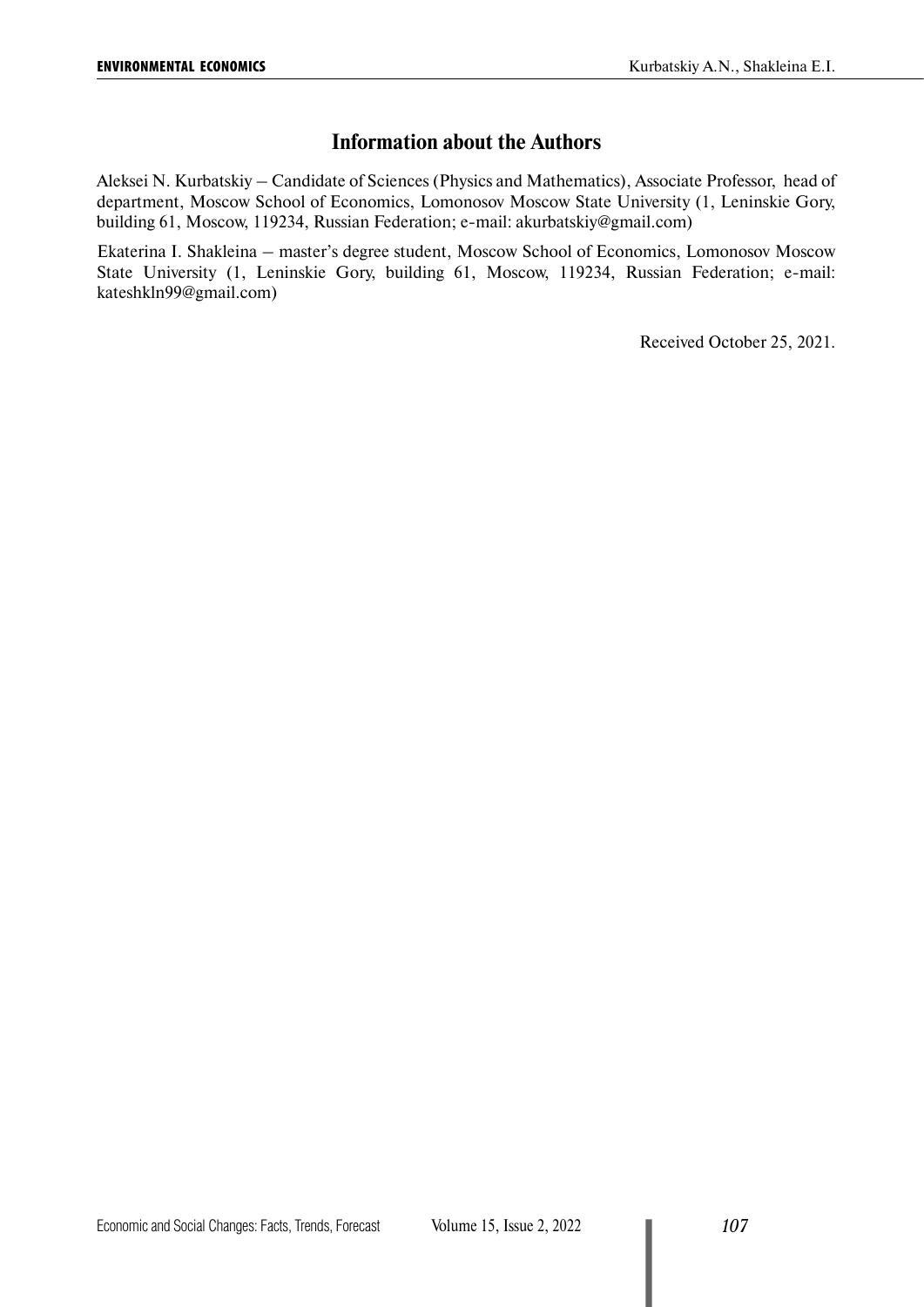## Information about the Authors

Aleksei N. Kurbatskiy – Candidate of Sciences (Physics and Mathematics), Associate Professor, head of department, Moscow School of Economics, Lomonosov Moscow State University (1, Leninskie Gory, building 61, Moscow, 119234, Russian Federation; e-mail: akurbatskiy@gmail.com)

Ekaterina I. Shakleina – master's degree student, Moscow School of Economics, Lomonosov Moscow State University (1, Leninskie Gory, building 61, Moscow, 119234, Russian Federation; e-mail: kateshkln99@gmail.com)

Received October 25, 2021.